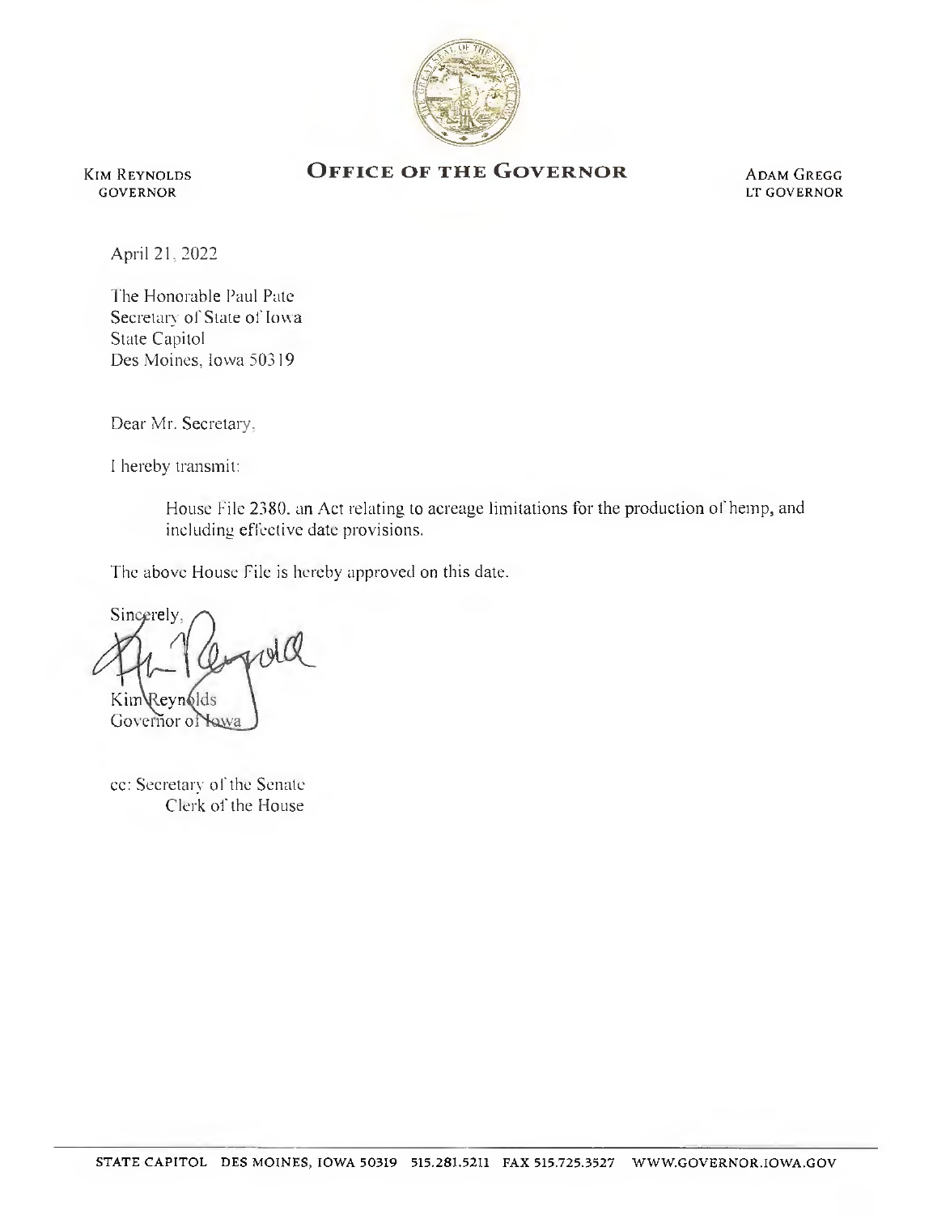# Office of the Governor

Kim Reynolds
Governor

Adam Gregg
Lt Governor

April 21, 2022

The Honorable Paul Pate
Secretary of State of Iowa
State Capitol
Des Moines, Iowa 50319

Dear Mr. Secretary,

I hereby transmit:

> House File 2380, an Act relating to acreage limitations for the production of hemp, and including effective date provisions.

The above House File is hereby approved on this date.

Sincerely,

Kim Reynolds
Governor of Iowa

cc: Secretary of the Senate
Clerk of the House

STATE CAPITOL DES MOINES, IOWA 50319 515.281.5211 FAX 515.725.3527 WWW.GOVERNOR.IOWA.GOV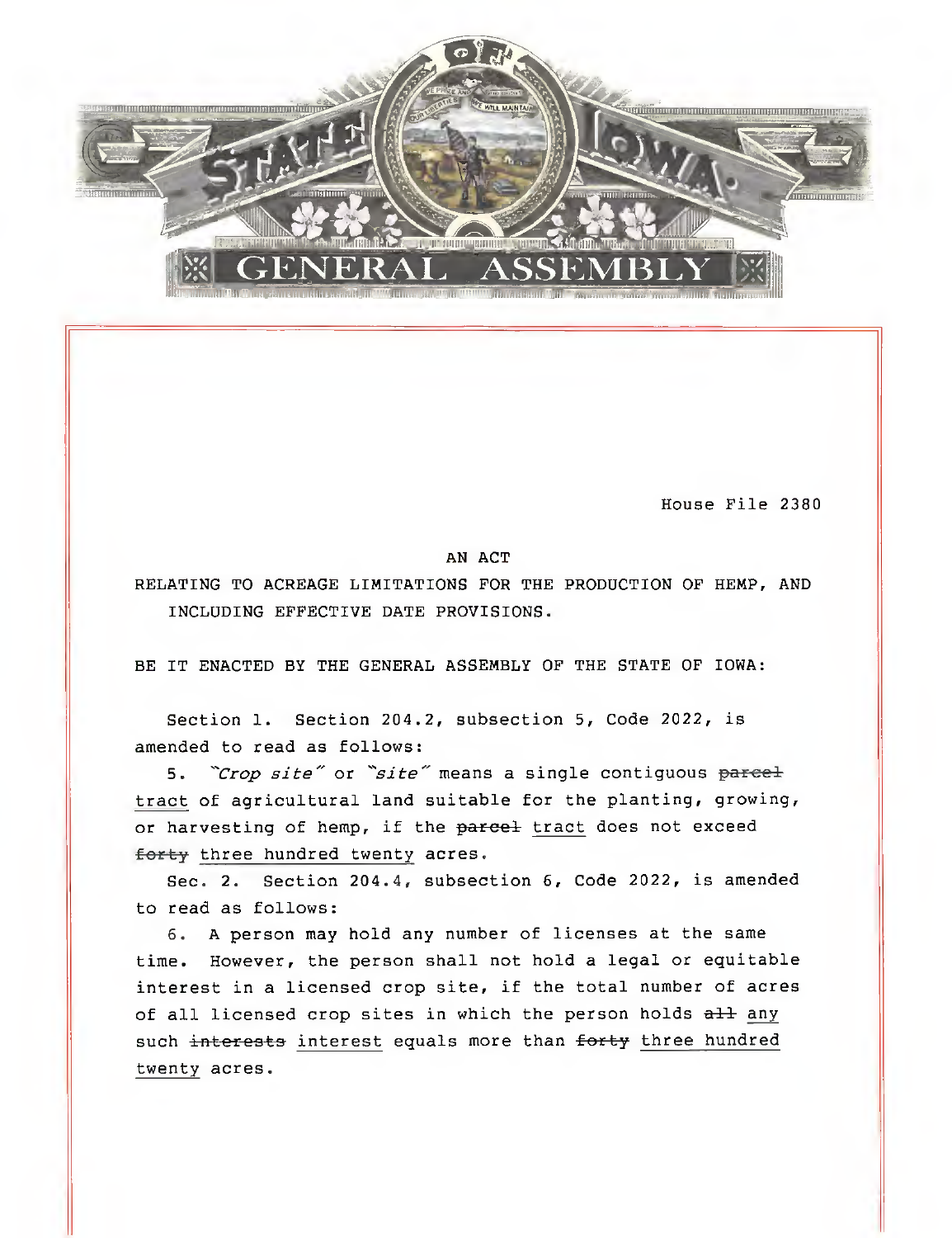STATE OF IOWA

GENERAL ASSEMBLY

House File 2380

AN ACT

RELATING TO ACREAGE LIMITATIONS FOR THE PRODUCTION OF HEMP, AND INCLUDING EFFECTIVE DATE PROVISIONS.

BE IT ENACTED BY THE GENERAL ASSEMBLY OF THE STATE OF IOWA:

Section 1. Section 204.2, subsection 5, Code 2022, is amended to read as follows:

5. *"Crop site"* or *"site"* means a single contiguous ~~parcel~~ <u>tract</u> of agricultural land suitable for the planting, growing, or harvesting of hemp, if the ~~parcel~~ <u>tract</u> does not exceed ~~forty~~ <u>three hundred twenty</u> acres.

Sec. 2. Section 204.4, subsection 6, Code 2022, is amended to read as follows:

6. A person may hold any number of licenses at the same time. However, the person shall not hold a legal or equitable interest in a licensed crop site, if the total number of acres of all licensed crop sites in which the person holds ~~all~~ <u>any</u> such ~~interests~~ <u>interest</u> equals more than ~~forty~~ <u>three hundred twenty</u> acres.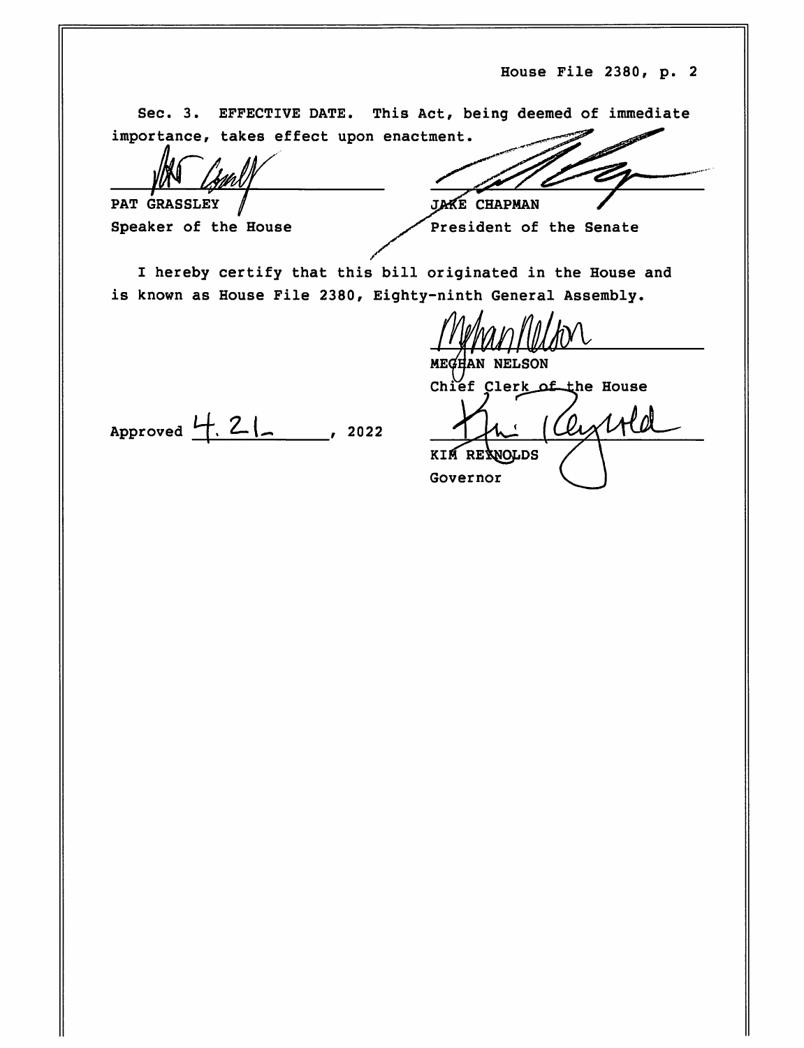Sec. 3. EFFECTIVE DATE. This Act, being deemed of immediate importance, takes effect upon enactment.

PAT GRASSLEY
Speaker of the House

JAKE CHAPMAN
President of the Senate

I hereby certify that this bill originated in the House and is known as House File 2380, Eighty-ninth General Assembly.

MEGHAN NELSON
Chief Clerk of the House

Approved 4.21, 2022

KIM REYNOLDS
Governor